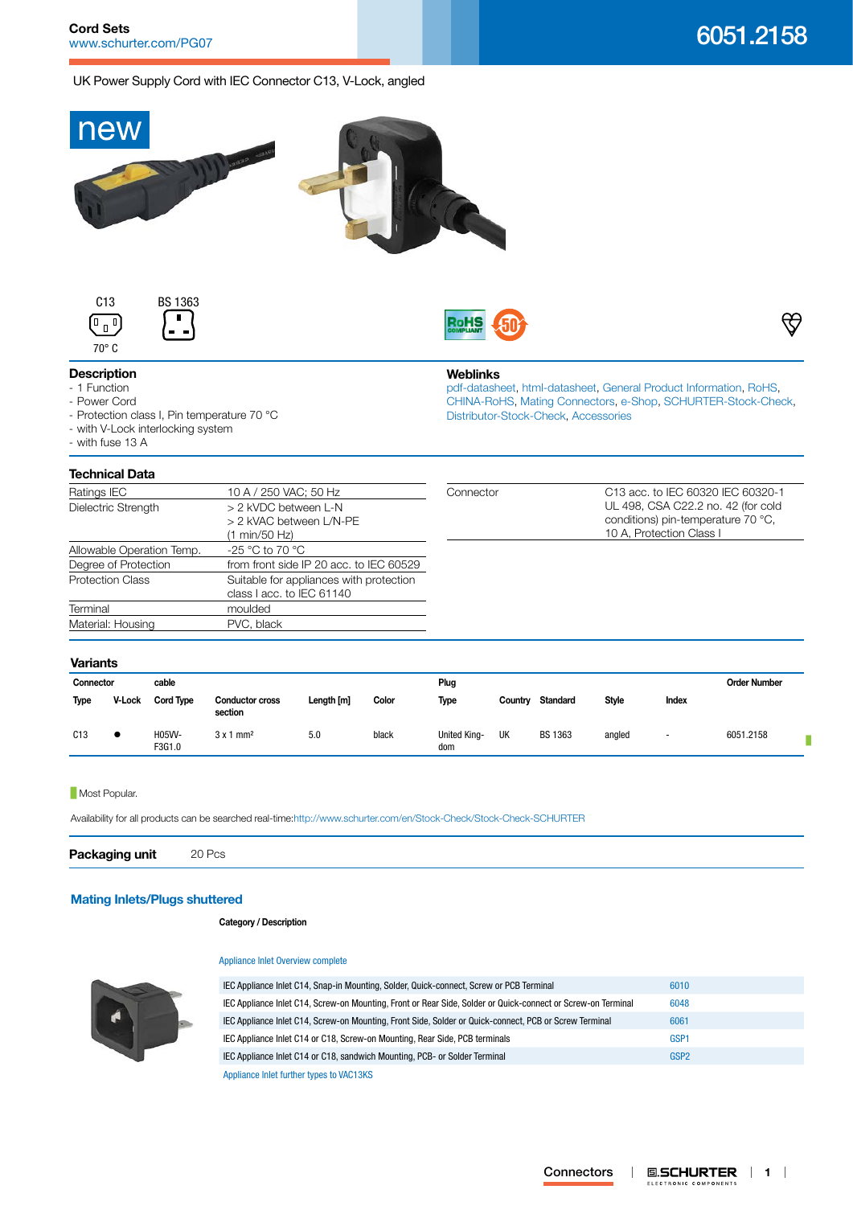**Cord Sets**
www.schurter.com/PG07

# 6051.2158

UK Power Supply Cord with IEC Connector C13, V-Lock, angled

new

C13 &nbsp;&nbsp; BS 1363

70° C

## Description

- 1 Function
- Power Cord
- Protection class I, Pin temperature 70 °C
- with V-Lock interlocking system
- with fuse 13 A

## Weblinks

pdf-datasheet, html-datasheet, General Product Information, RoHS, CHINA-RoHS, Mating Connectors, e-Shop, SCHURTER-Stock-Check, Distributor-Stock-Check, Accessories

## Technical Data

| | |
|---|---|
| Ratings IEC | 10 A / 250 VAC; 50 Hz |
| Dielectric Strength | > 2 kVDC between L-N<br>> 2 kVAC between L/N-PE<br>(1 min/50 Hz) |
| Allowable Operation Temp. | -25 °C to 70 °C |
| Degree of Protection | from front side IP 20 acc. to IEC 60529 |
| Protection Class | Suitable for appliances with protection class I acc. to IEC 61140 |
| Terminal | moulded |
| Material: Housing | PVC, black |

| | |
|---|---|
| Connector | C13 acc. to IEC 60320 IEC 60320-1 UL 498, CSA C22.2 no. 42 (for cold conditions) pin-temperature 70 °C, 10 A, Protection Class I |

## Variants

| Connector | | cable | | | | Plug | | | | | Order Number |
|---|---|---|---|---|---|---|---|---|---|---|---|
| Type | V-Lock | Cord Type | Conductor cross section | Length [m] | Color | Type | Country | Standard | Style | Index | |
| C13 | ● | H05VV-F3G1.0 | 3 x 1 mm² | 5.0 | black | United Kingdom | UK | BS 1363 | angled | - | 6051.2158 |

Most Popular.

Availability for all products can be searched real-time:http://www.schurter.com/en/Stock-Check/Stock-Check-SCHURTER

**Packaging unit** 20 Pcs

## Mating Inlets/Plugs shuttered

**Category / Description**

Appliance Inlet Overview complete

| | |
|---|---|
| IEC Appliance Inlet C14, Snap-in Mounting, Solder, Quick-connect, Screw or PCB Terminal | 6010 |
| IEC Appliance Inlet C14, Screw-on Mounting, Front or Rear Side, Solder or Quick-connect or Screw-on Terminal | 6048 |
| IEC Appliance Inlet C14, Screw-on Mounting, Front Side, Solder or Quick-connect, PCB or Screw Terminal | 6061 |
| IEC Appliance Inlet C14 or C18, Screw-on Mounting, Rear Side, PCB terminals | GSP1 |
| IEC Appliance Inlet C14 or C18, sandwich Mounting, PCB- or Solder Terminal | GSP2 |

Appliance Inlet further types to VAC13KS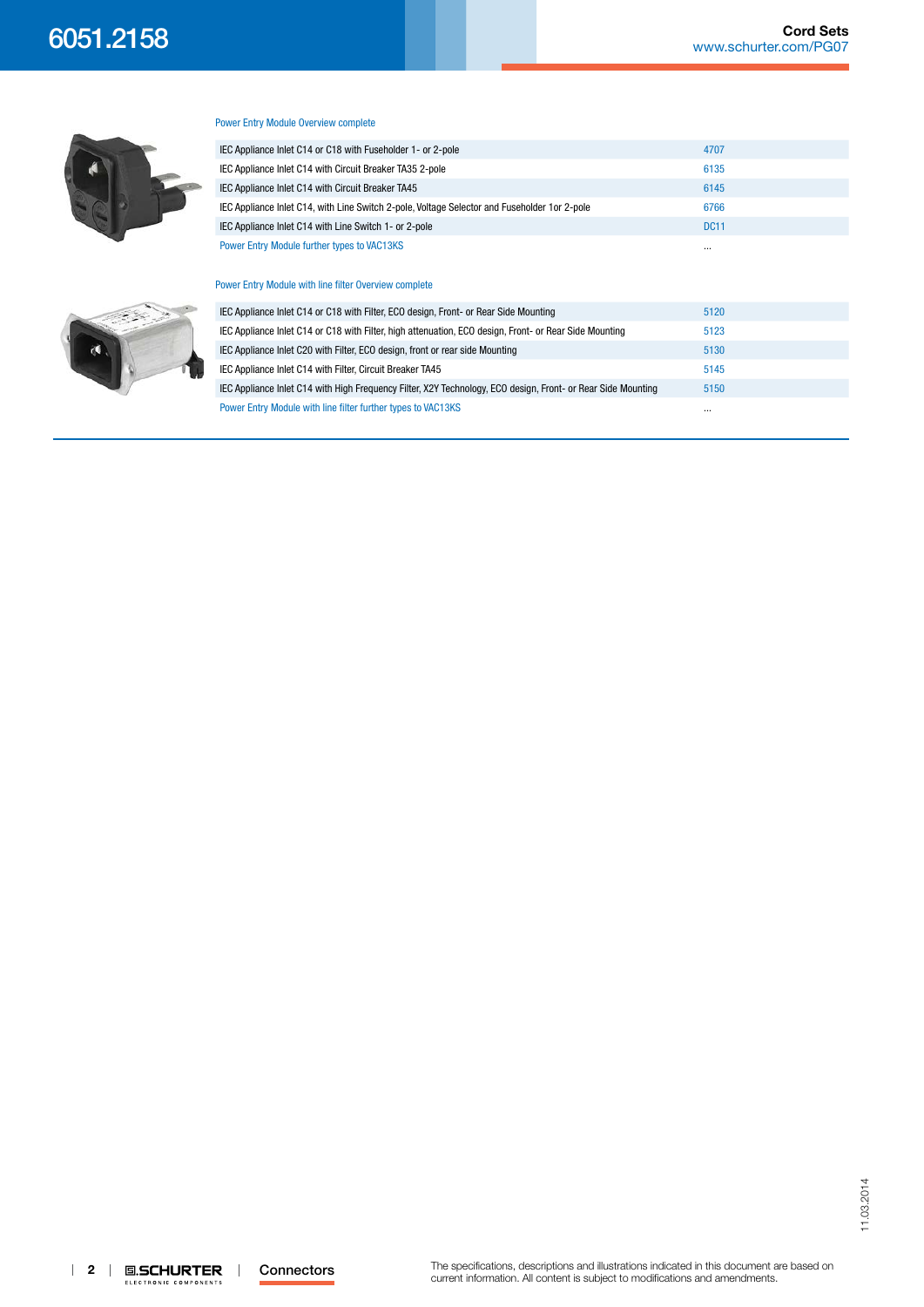Power Entry Module Overview complete

| | |
|---|---|
| IEC Appliance Inlet C14 or C18 with Fuseholder 1- or 2-pole | 4707 |
| IEC Appliance Inlet C14 with Circuit Breaker TA35 2-pole | 6135 |
| IEC Appliance Inlet C14 with Circuit Breaker TA45 | 6145 |
| IEC Appliance Inlet C14, with Line Switch 2-pole, Voltage Selector and Fuseholder 1or 2-pole | 6766 |
| IEC Appliance Inlet C14 with Line Switch 1- or 2-pole | DC11 |
| Power Entry Module further types to VAC13KS | ... |

Power Entry Module with line filter Overview complete

| | |
|---|---|
| IEC Appliance Inlet C14 or C18 with Filter, ECO design, Front- or Rear Side Mounting | 5120 |
| IEC Appliance Inlet C14 or C18 with Filter, high attenuation, ECO design, Front- or Rear Side Mounting | 5123 |
| IEC Appliance Inlet C20 with Filter, ECO design, front or rear side Mounting | 5130 |
| IEC Appliance Inlet C14 with Filter, Circuit Breaker TA45 | 5145 |
| IEC Appliance Inlet C14 with High Frequency Filter, X2Y Technology, ECO design, Front- or Rear Side Mounting | 5150 |
| Power Entry Module with line filter further types to VAC13KS | ... |

11.03.2014

The specifications, descriptions and illustrations indicated in this document are based on current information. All content is subject to modifications and amendments.